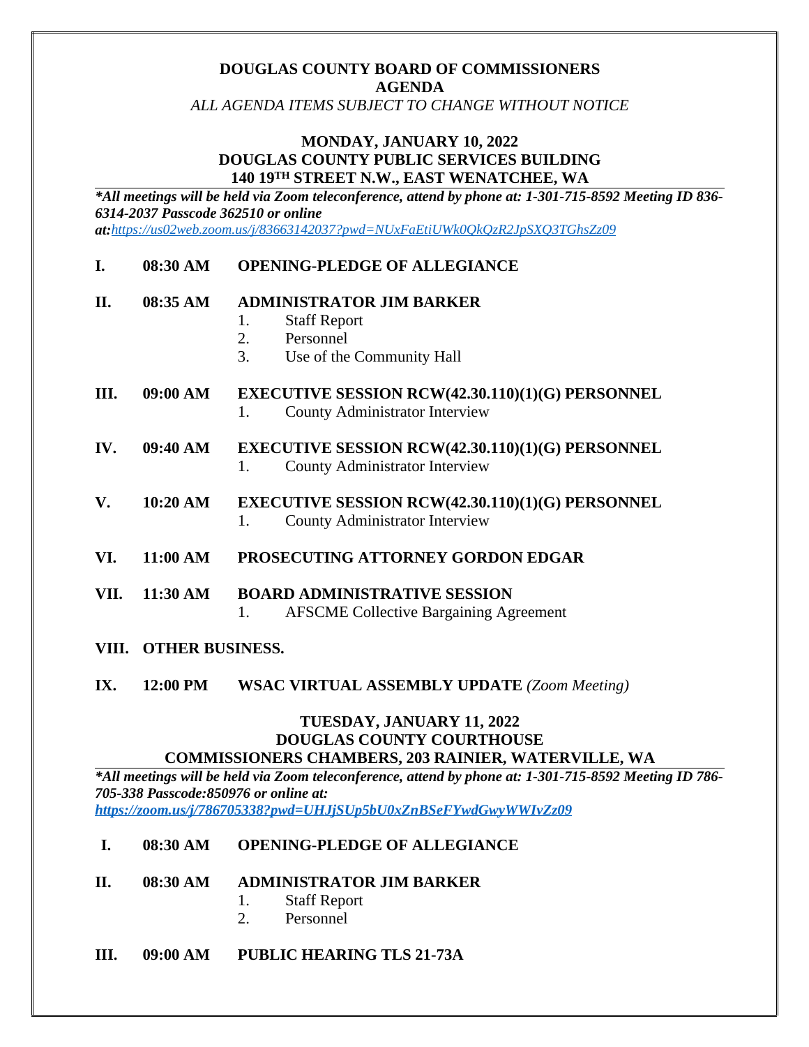# DOUGLAS COUNTY BOARD OF COMMISSIONERS
## AGENDA

*ALL AGENDA ITEMS SUBJECT TO CHANGE WITHOUT NOTICE*

## MONDAY, JANUARY 10, 2022
## DOUGLAS COUNTY PUBLIC SERVICES BUILDING
## 140 19TH STREET N.W., EAST WENATCHEE, WA

***All meetings will be held via Zoom teleconference, attend by phone at: 1-301-715-8592 Meeting ID 836-6314-2037 Passcode 362510 or online at:*** *https://us02web.zoom.us/j/83663142037?pwd=NUxFaEtiUWk0QkQzR2JpSXQ3TGhsZz09*

**I. 08:30 AM OPENING-PLEDGE OF ALLEGIANCE**

**II. 08:35 AM ADMINISTRATOR JIM BARKER**

1. Staff Report
2. Personnel
3. Use of the Community Hall

**III. 09:00 AM EXECUTIVE SESSION RCW(42.30.110)(1)(G) PERSONNEL**

1. County Administrator Interview

**IV. 09:40 AM EXECUTIVE SESSION RCW(42.30.110)(1)(G) PERSONNEL**

1. County Administrator Interview

**V. 10:20 AM EXECUTIVE SESSION RCW(42.30.110)(1)(G) PERSONNEL**

1. County Administrator Interview

**VI. 11:00 AM PROSECUTING ATTORNEY GORDON EDGAR**

**VII. 11:30 AM BOARD ADMINISTRATIVE SESSION**

1. AFSCME Collective Bargaining Agreement

**VIII. OTHER BUSINESS.**

**IX. 12:00 PM WSAC VIRTUAL ASSEMBLY UPDATE** *(Zoom Meeting)*

## TUESDAY, JANUARY 11, 2022
## DOUGLAS COUNTY COURTHOUSE
## COMMISSIONERS CHAMBERS, 203 RAINIER, WATERVILLE, WA

***All meetings will be held via Zoom teleconference, attend by phone at: 1-301-715-8592 Meeting ID 786-705-338 Passcode:850976 or online at:*** ***https://zoom.us/j/786705338?pwd=UHJjSUp5bU0xZnBSeFYwdGwyWWIvZz09***

**I. 08:30 AM OPENING-PLEDGE OF ALLEGIANCE**

**II. 08:30 AM ADMINISTRATOR JIM BARKER**

1. Staff Report
2. Personnel

**III. 09:00 AM PUBLIC HEARING TLS 21-73A**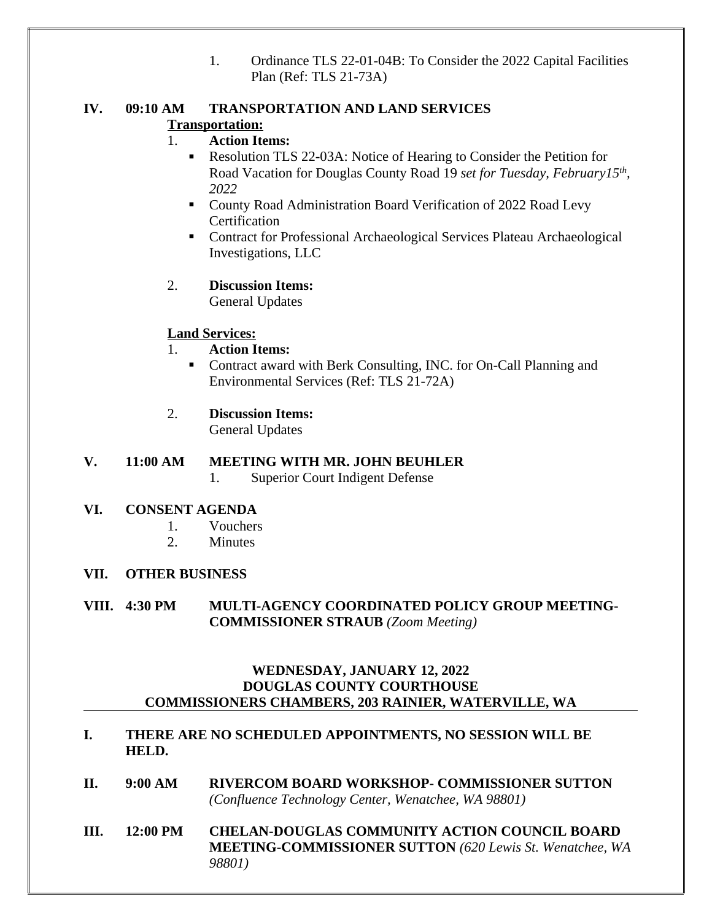1. Ordinance TLS 22-01-04B: To Consider the 2022 Capital Facilities Plan (Ref: TLS 21-73A)

**IV. 09:10 AM TRANSPORTATION AND LAND SERVICES**

**Transportation:**

1. **Action Items:**
   - Resolution TLS 22-03A: Notice of Hearing to Consider the Petition for Road Vacation for Douglas County Road 19 *set for Tuesday, February15th, 2022*
   - County Road Administration Board Verification of 2022 Road Levy Certification
   - Contract for Professional Archaeological Services Plateau Archaeological Investigations, LLC

2. **Discussion Items:**
   General Updates

**Land Services:**

1. **Action Items:**
   - Contract award with Berk Consulting, INC. for On-Call Planning and Environmental Services (Ref: TLS 21-72A)

2. **Discussion Items:**
   General Updates

**V. 11:00 AM MEETING WITH MR. JOHN BEUHLER**

1. Superior Court Indigent Defense

**VI. CONSENT AGENDA**

1. Vouchers
2. Minutes

**VII. OTHER BUSINESS**

**VIII. 4:30 PM MULTI-AGENCY COORDINATED POLICY GROUP MEETING- COMMISSIONER STRAUB** *(Zoom Meeting)*

**WEDNESDAY, JANUARY 12, 2022**
**DOUGLAS COUNTY COURTHOUSE**
**COMMISSIONERS CHAMBERS, 203 RAINIER, WATERVILLE, WA**

**I. THERE ARE NO SCHEDULED APPOINTMENTS, NO SESSION WILL BE HELD.**

**II. 9:00 AM RIVERCOM BOARD WORKSHOP- COMMISSIONER SUTTON**
*(Confluence Technology Center, Wenatchee, WA 98801)*

**III. 12:00 PM CHELAN-DOUGLAS COMMUNITY ACTION COUNCIL BOARD MEETING-COMMISSIONER SUTTON** *(620 Lewis St. Wenatchee, WA 98801)*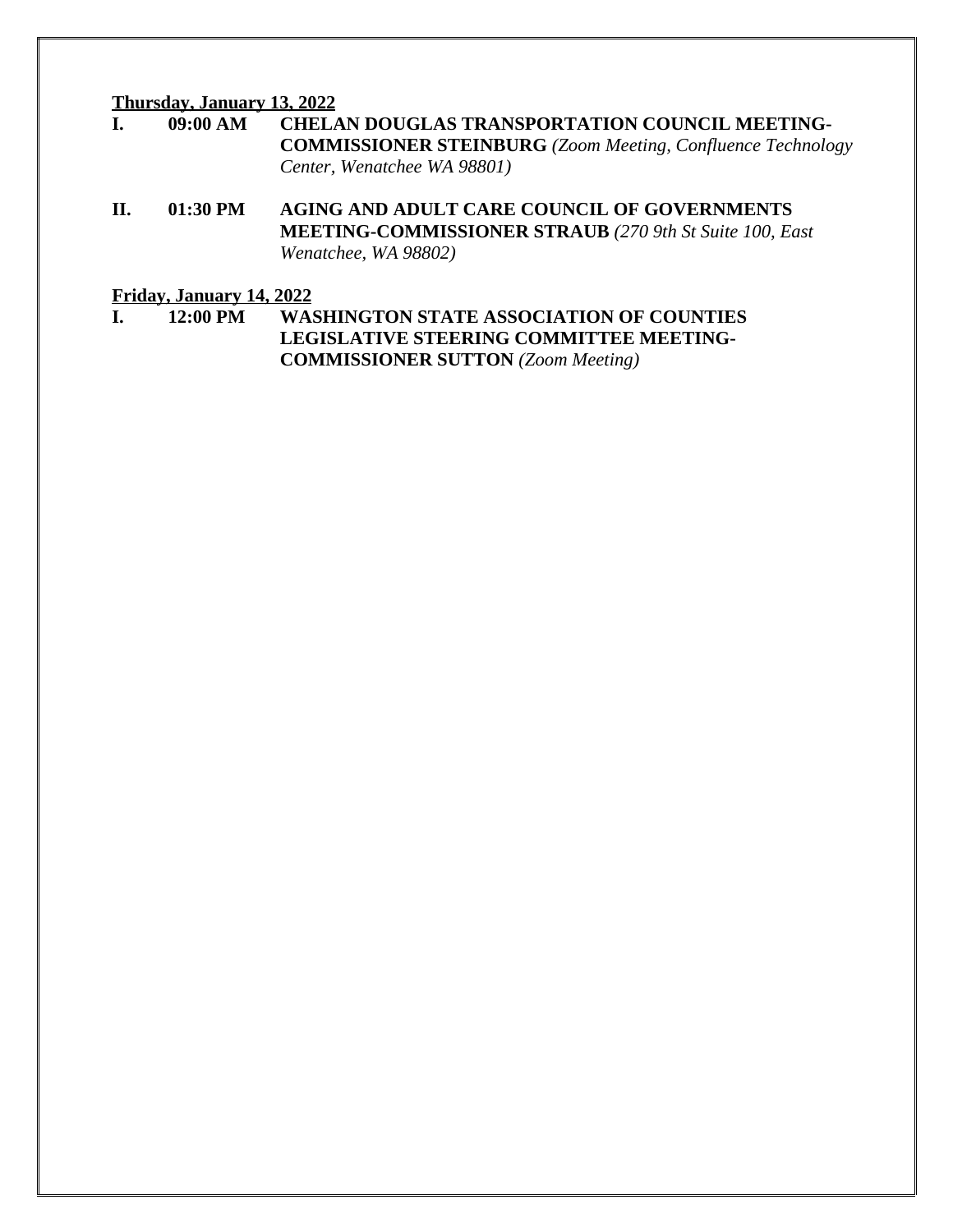**<u>Thursday, January 13, 2022</u>**

**I.** **09:00 AM** **CHELAN DOUGLAS TRANSPORTATION COUNCIL MEETING-COMMISSIONER STEINBURG** *(Zoom Meeting, Confluence Technology Center, Wenatchee WA 98801)*

**II.** **01:30 PM** **AGING AND ADULT CARE COUNCIL OF GOVERNMENTS MEETING-COMMISSIONER STRAUB** *(270 9th St Suite 100, East Wenatchee, WA 98802)*

**<u>Friday, January 14, 2022</u>**

**I.** **12:00 PM** **WASHINGTON STATE ASSOCIATION OF COUNTIES LEGISLATIVE STEERING COMMITTEE MEETING-COMMISSIONER SUTTON** *(Zoom Meeting)*